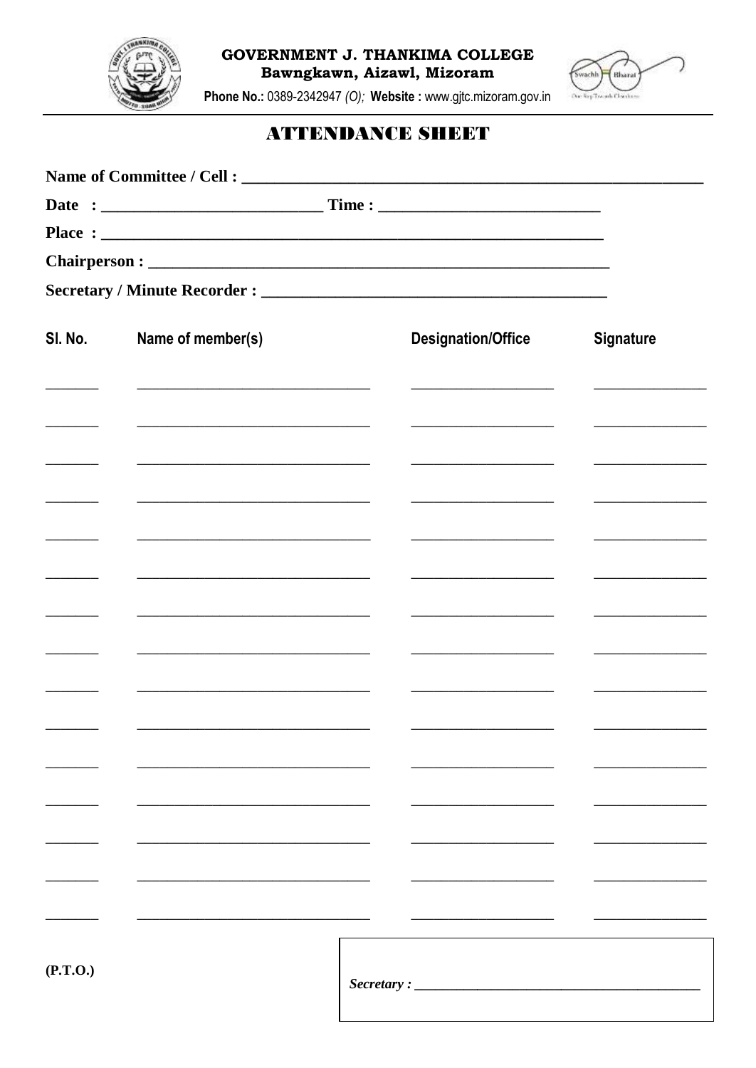**GOVERNMENT J. THANKIMA COLLEGE**
**Bawngkawn, Aizawl, Mizoram**
**Phone No.:** 0389-2342947 *(O)*; **Website :** www.gjtc.mizoram.gov.in

# ATTENDANCE SHEET

**Name of Committee / Cell :** ____________________________________________

**Date :** ____________________ **Time :** ____________________

**Place :** ____________________________________________

**Chairperson :** ____________________________________________

**Secretary / Minute Recorder :** ______________________________

| Sl. No. | Name of member(s) | Designation/Office | Signature |
|---|---|---|---|
| | | | |
| | | | |
| | | | |
| | | | |
| | | | |
| | | | |
| | | | |
| | | | |
| | | | |
| | | | |
| | | | |
| | | | |
| | | | |
| | | | |
| | | | |

**(P.T.O.)**

*Secretary :* ______________________________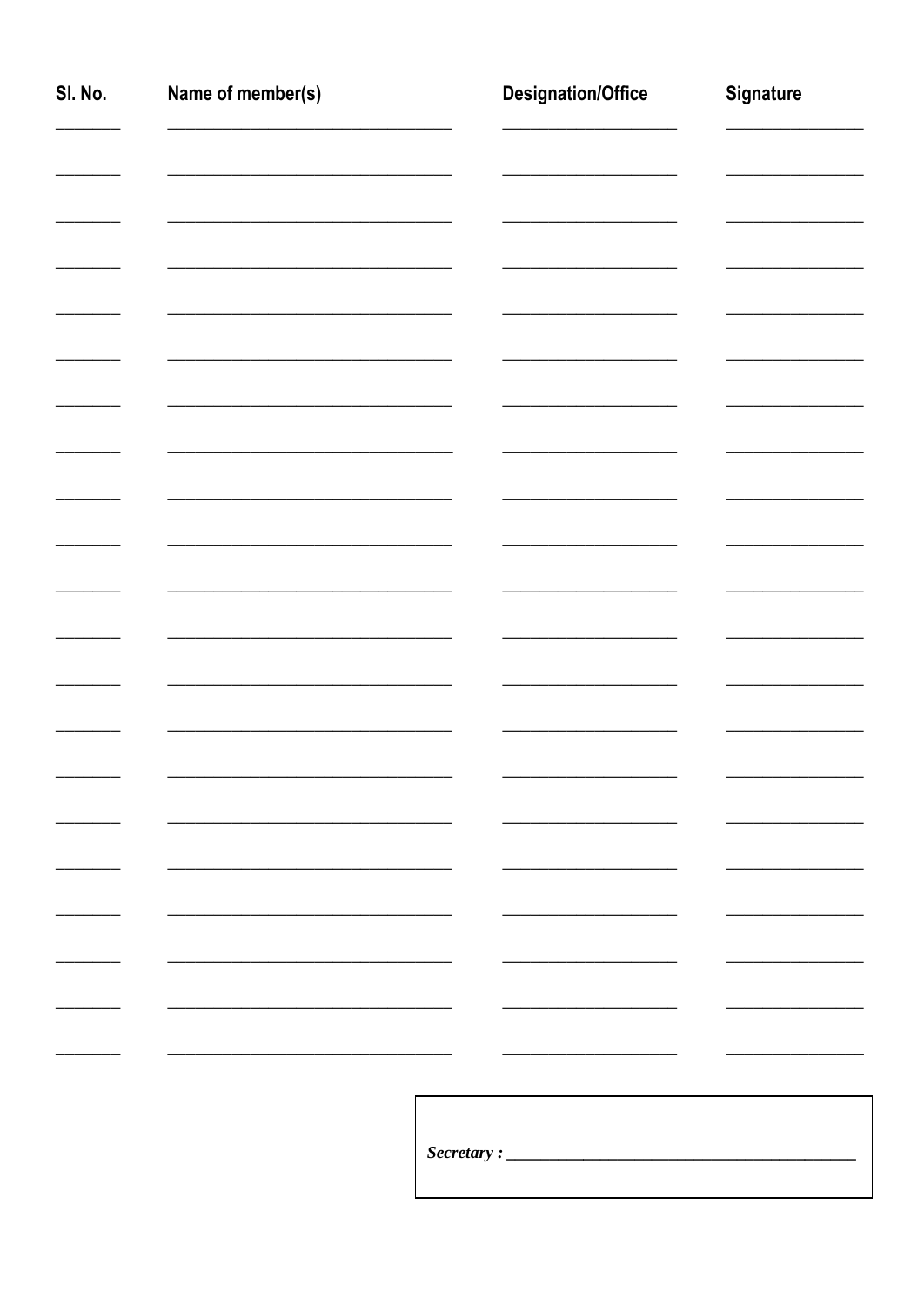| Sl. No. | Name of member(s) | Designation/Office | Signature |
|---|---|---|---|
| | | | |
| | | | |
| | | | |
| | | | |
| | | | |
| | | | |
| | | | |
| | | | |
| | | | |
| | | | |
| | | | |
| | | | |
| | | | |
| | | | |
| | | | |
| | | | |
| | | | |
| | | | |
| | | | |
| | | | |
| | | | |

***Secretary :*** ________________________________________